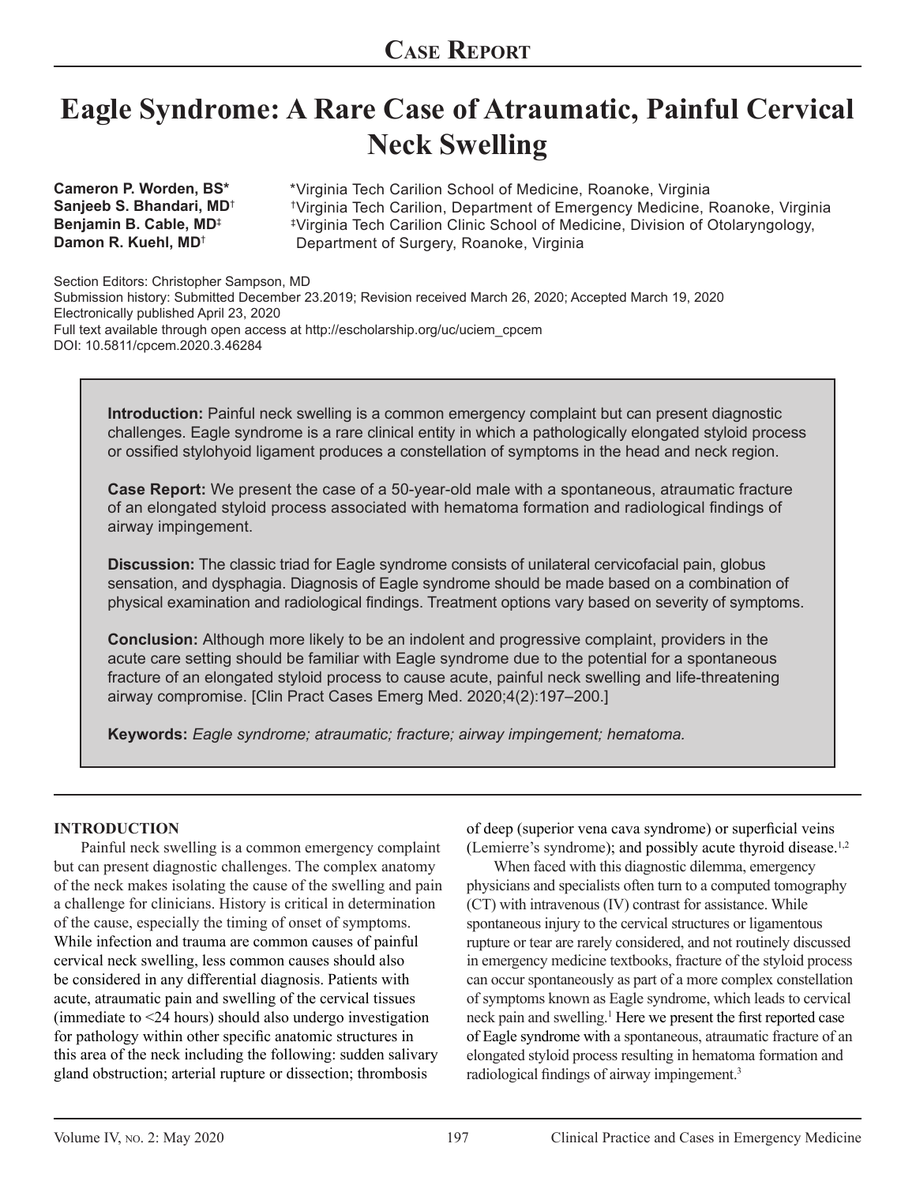# Case Report

# Eagle Syndrome: A Rare Case of Atraumatic, Painful Cervical Neck Swelling

**Cameron P. Worden, BS*** 
**Sanjeeb S. Bhandari, MD†** 
**Benjamin B. Cable, MD‡** 
**Damon R. Kuehl, MD†**

*Virginia Tech Carilion School of Medicine, Roanoke, Virginia 
†Virginia Tech Carilion, Department of Emergency Medicine, Roanoke, Virginia 
‡Virginia Tech Carilion Clinic School of Medicine, Division of Otolaryngology, Department of Surgery, Roanoke, Virginia

Section Editors: Christopher Sampson, MD 
Submission history: Submitted December 23.2019; Revision received March 26, 2020; Accepted March 19, 2020 
Electronically published April 23, 2020 
Full text available through open access at http://escholarship.org/uc/uciem_cpcem 
DOI: 10.5811/cpcem.2020.3.46284

**Introduction:** Painful neck swelling is a common emergency complaint but can present diagnostic challenges. Eagle syndrome is a rare clinical entity in which a pathologically elongated styloid process or ossified stylohyoid ligament produces a constellation of symptoms in the head and neck region.

**Case Report:** We present the case of a 50-year-old male with a spontaneous, atraumatic fracture of an elongated styloid process associated with hematoma formation and radiological findings of airway impingement.

**Discussion:** The classic triad for Eagle syndrome consists of unilateral cervicofacial pain, globus sensation, and dysphagia. Diagnosis of Eagle syndrome should be made based on a combination of physical examination and radiological findings. Treatment options vary based on severity of symptoms.

**Conclusion:** Although more likely to be an indolent and progressive complaint, providers in the acute care setting should be familiar with Eagle syndrome due to the potential for a spontaneous fracture of an elongated styloid process to cause acute, painful neck swelling and life-threatening airway compromise. [Clin Pract Cases Emerg Med. 2020;4(2):197–200.]

**Keywords:** *Eagle syndrome; atraumatic; fracture; airway impingement; hematoma.*

## INTRODUCTION

Painful neck swelling is a common emergency complaint but can present diagnostic challenges. The complex anatomy of the neck makes isolating the cause of the swelling and pain a challenge for clinicians. History is critical in determination of the cause, especially the timing of onset of symptoms. While infection and trauma are common causes of painful cervical neck swelling, less common causes should also be considered in any differential diagnosis. Patients with acute, atraumatic pain and swelling of the cervical tissues (immediate to <24 hours) should also undergo investigation for pathology within other specific anatomic structures in this area of the neck including the following: sudden salivary gland obstruction; arterial rupture or dissection; thrombosis of deep (superior vena cava syndrome) or superficial veins (Lemierre's syndrome); and possibly acute thyroid disease.[1,2]

When faced with this diagnostic dilemma, emergency physicians and specialists often turn to a computed tomography (CT) with intravenous (IV) contrast for assistance. While spontaneous injury to the cervical structures or ligamentous rupture or tear are rarely considered, and not routinely discussed in emergency medicine textbooks, fracture of the styloid process can occur spontaneously as part of a more complex constellation of symptoms known as Eagle syndrome, which leads to cervical neck pain and swelling.[1] Here we present the first reported case of Eagle syndrome with a spontaneous, atraumatic fracture of an elongated styloid process resulting in hematoma formation and radiological findings of airway impingement.[3]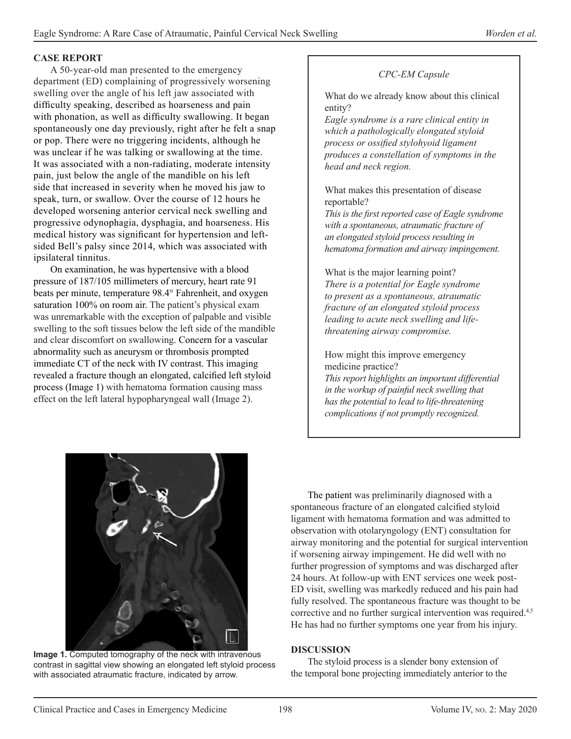## CASE REPORT

A 50-year-old man presented to the emergency department (ED) complaining of progressively worsening swelling over the angle of his left jaw associated with difficulty speaking, described as hoarseness and pain with phonation, as well as difficulty swallowing. It began spontaneously one day previously, right after he felt a snap or pop. There were no triggering incidents, although he was unclear if he was talking or swallowing at the time. It was associated with a non-radiating, moderate intensity pain, just below the angle of the mandible on his left side that increased in severity when he moved his jaw to speak, turn, or swallow. Over the course of 12 hours he developed worsening anterior cervical neck swelling and progressive odynophagia, dysphagia, and hoarseness. His medical history was significant for hypertension and left-sided Bell's palsy since 2014, which was associated with ipsilateral tinnitus.

On examination, he was hypertensive with a blood pressure of 187/105 millimeters of mercury, heart rate 91 beats per minute, temperature 98.4° Fahrenheit, and oxygen saturation 100% on room air. The patient's physical exam was unremarkable with the exception of palpable and visible swelling to the soft tissues below the left side of the mandible and clear discomfort on swallowing. Concern for a vascular abnormality such as aneurysm or thrombosis prompted immediate CT of the neck with IV contrast. This imaging revealed a fracture though an elongated, calcified left styloid process (Image 1) with hematoma formation causing mass effect on the left lateral hypopharyngeal wall (Image 2).

> *CPC-EM Capsule*
>
> What do we already know about this clinical entity?
> *Eagle syndrome is a rare clinical entity in which a pathologically elongated styloid process or ossified stylohyoid ligament produces a constellation of symptoms in the head and neck region.*
>
> What makes this presentation of disease reportable?
> *This is the first reported case of Eagle syndrome with a spontaneous, atraumatic fracture of an elongated styloid process resulting in hematoma formation and airway impingement.*
>
> What is the major learning point?
> *There is a potential for Eagle syndrome to present as a spontaneous, atraumatic fracture of an elongated styloid process leading to acute neck swelling and life-threatening airway compromise.*
>
> How might this improve emergency medicine practice?
> *This report highlights an important differential in the workup of painful neck swelling that has the potential to lead to life-threatening complications if not promptly recognized.*

**Image 1.** Computed tomography of the neck with intravenous contrast in sagittal view showing an elongated left styloid process with associated atraumatic fracture, indicated by arrow.

The patient was preliminarily diagnosed with a spontaneous fracture of an elongated calcified styloid ligament with hematoma formation and was admitted to observation with otolaryngology (ENT) consultation for airway monitoring and the potential for surgical intervention if worsening airway impingement. He did well with no further progression of symptoms and was discharged after 24 hours. At follow-up with ENT services one week post-ED visit, swelling was markedly reduced and his pain had fully resolved. The spontaneous fracture was thought to be corrective and no further surgical intervention was required.[4,5] He has had no further symptoms one year from his injury.

## DISCUSSION

The styloid process is a slender bony extension of the temporal bone projecting immediately anterior to the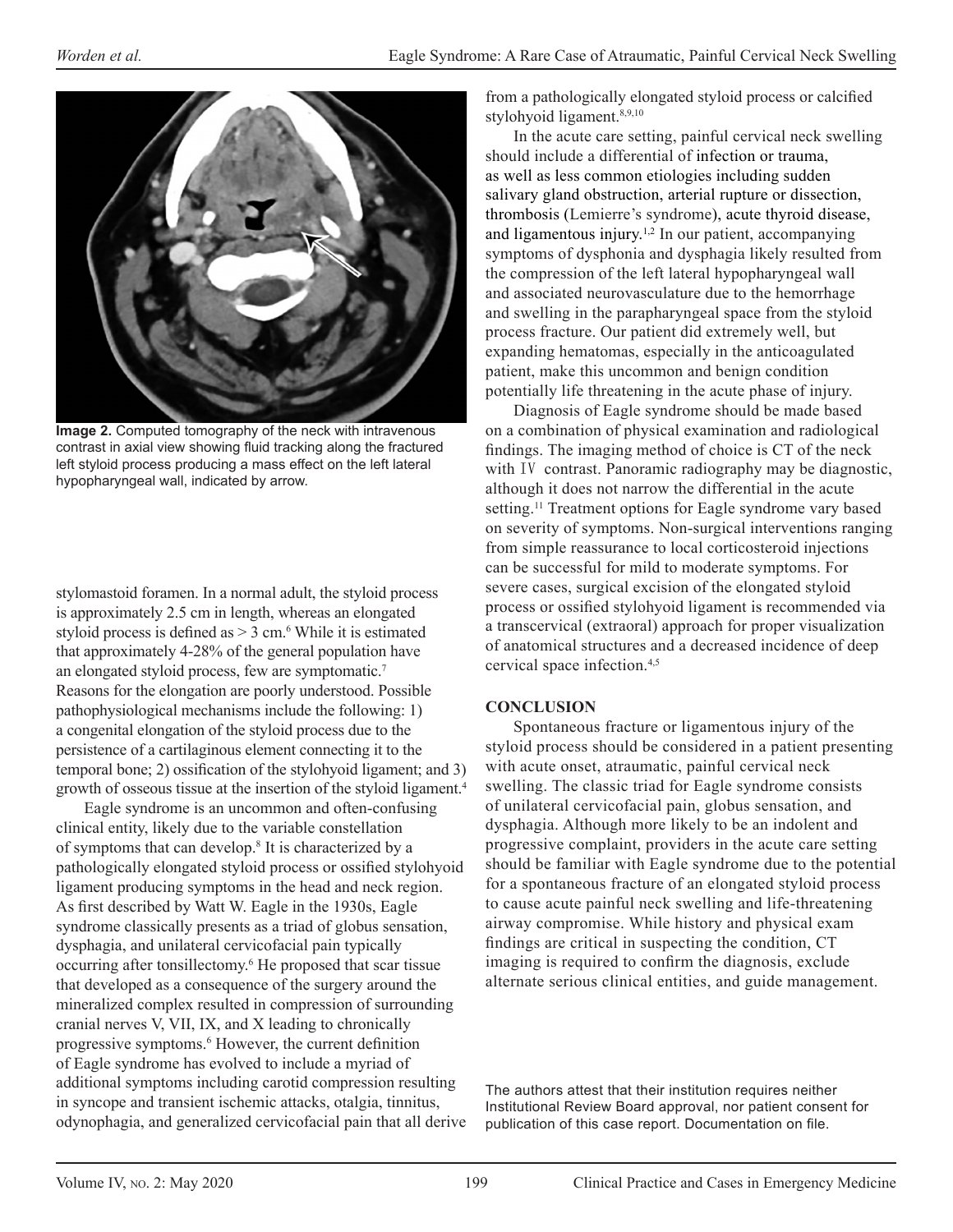**Image 2.** Computed tomography of the neck with intravenous contrast in axial view showing fluid tracking along the fractured left styloid process producing a mass effect on the left lateral hypopharyngeal wall, indicated by arrow.

stylomastoid foramen. In a normal adult, the styloid process is approximately 2.5 cm in length, whereas an elongated styloid process is defined as > 3 cm.[6] While it is estimated that approximately 4-28% of the general population have an elongated styloid process, few are symptomatic.[7] Reasons for the elongation are poorly understood. Possible pathophysiological mechanisms include the following: 1) a congenital elongation of the styloid process due to the persistence of a cartilaginous element connecting it to the temporal bone; 2) ossification of the stylohyoid ligament; and 3) growth of osseous tissue at the insertion of the styloid ligament.[4]

Eagle syndrome is an uncommon and often-confusing clinical entity, likely due to the variable constellation of symptoms that can develop.[8] It is characterized by a pathologically elongated styloid process or ossified stylohyoid ligament producing symptoms in the head and neck region. As first described by Watt W. Eagle in the 1930s, Eagle syndrome classically presents as a triad of globus sensation, dysphagia, and unilateral cervicofacial pain typically occurring after tonsillectomy.[6] He proposed that scar tissue that developed as a consequence of the surgery around the mineralized complex resulted in compression of surrounding cranial nerves V, VII, IX, and X leading to chronically progressive symptoms.[6] However, the current definition of Eagle syndrome has evolved to include a myriad of additional symptoms including carotid compression resulting in syncope and transient ischemic attacks, otalgia, tinnitus, odynophagia, and generalized cervicofacial pain that all derive from a pathologically elongated styloid process or calcified stylohyoid ligament.[8,9,10]

In the acute care setting, painful cervical neck swelling should include a differential of infection or trauma, as well as less common etiologies including sudden salivary gland obstruction, arterial rupture or dissection, thrombosis (Lemierre's syndrome), acute thyroid disease, and ligamentous injury.[1,2] In our patient, accompanying symptoms of dysphonia and dysphagia likely resulted from the compression of the left lateral hypopharyngeal wall and associated neurovasculature due to the hemorrhage and swelling in the parapharyngeal space from the styloid process fracture. Our patient did extremely well, but expanding hematomas, especially in the anticoagulated patient, make this uncommon and benign condition potentially life threatening in the acute phase of injury.

Diagnosis of Eagle syndrome should be made based on a combination of physical examination and radiological findings. The imaging method of choice is CT of the neck with IV contrast. Panoramic radiography may be diagnostic, although it does not narrow the differential in the acute setting.[11] Treatment options for Eagle syndrome vary based on severity of symptoms. Non-surgical interventions ranging from simple reassurance to local corticosteroid injections can be successful for mild to moderate symptoms. For severe cases, surgical excision of the elongated styloid process or ossified stylohyoid ligament is recommended via a transcervical (extraoral) approach for proper visualization of anatomical structures and a decreased incidence of deep cervical space infection.[4,5]

## CONCLUSION

Spontaneous fracture or ligamentous injury of the styloid process should be considered in a patient presenting with acute onset, atraumatic, painful cervical neck swelling. The classic triad for Eagle syndrome consists of unilateral cervicofacial pain, globus sensation, and dysphagia. Although more likely to be an indolent and progressive complaint, providers in the acute care setting should be familiar with Eagle syndrome due to the potential for a spontaneous fracture of an elongated styloid process to cause acute painful neck swelling and life-threatening airway compromise. While history and physical exam findings are critical in suspecting the condition, CT imaging is required to confirm the diagnosis, exclude alternate serious clinical entities, and guide management.

The authors attest that their institution requires neither Institutional Review Board approval, nor patient consent for publication of this case report. Documentation on file.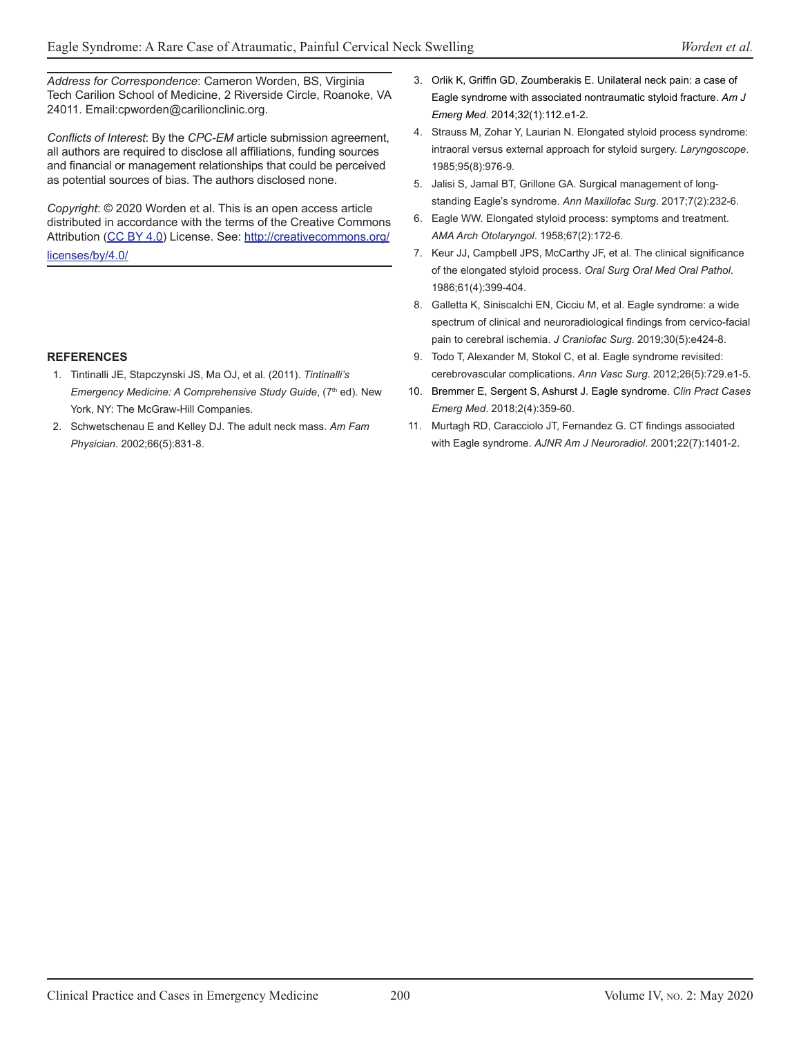*Address for Correspondence*: Cameron Worden, BS, Virginia Tech Carilion School of Medicine, 2 Riverside Circle, Roanoke, VA 24011. Email:cpworden@carilionclinic.org.

*Conflicts of Interest*: By the *CPC-EM* article submission agreement, all authors are required to disclose all affiliations, funding sources and financial or management relationships that could be perceived as potential sources of bias. The authors disclosed none.

*Copyright*: © 2020 Worden et al. This is an open access article distributed in accordance with the terms of the Creative Commons Attribution (CC BY 4.0) License. See: http://creativecommons.org/licenses/by/4.0/

## REFERENCES

1. Tintinalli JE, Stapczynski JS, Ma OJ, et al. (2011). *Tintinalli's Emergency Medicine: A Comprehensive Study Guide*, (7th ed). New York, NY: The McGraw-Hill Companies.
2. Schwetschenau E and Kelley DJ. The adult neck mass. *Am Fam Physician*. 2002;66(5):831-8.
3. Orlik K, Griffin GD, Zoumberakis E. Unilateral neck pain: a case of Eagle syndrome with associated nontraumatic styloid fracture. *Am J Emerg Med*. 2014;32(1):112.e1-2.
4. Strauss M, Zohar Y, Laurian N. Elongated styloid process syndrome: intraoral versus external approach for styloid surgery. *Laryngoscope*. 1985;95(8):976-9.
5. Jalisi S, Jamal BT, Grillone GA. Surgical management of long-standing Eagle's syndrome. *Ann Maxillofac Surg*. 2017;7(2):232-6.
6. Eagle WW. Elongated styloid process: symptoms and treatment. *AMA Arch Otolaryngol*. 1958;67(2):172-6.
7. Keur JJ, Campbell JPS, McCarthy JF, et al. The clinical significance of the elongated styloid process. *Oral Surg Oral Med Oral Pathol*. 1986;61(4):399-404.
8. Galletta K, Siniscalchi EN, Cicciu M, et al. Eagle syndrome: a wide spectrum of clinical and neuroradiological findings from cervico-facial pain to cerebral ischemia. *J Craniofac Surg*. 2019;30(5):e424-8.
9. Todo T, Alexander M, Stokol C, et al. Eagle syndrome revisited: cerebrovascular complications. *Ann Vasc Surg*. 2012;26(5):729.e1-5.
10. Bremmer E, Sergent S, Ashurst J. Eagle syndrome. *Clin Pract Cases Emerg Med*. 2018;2(4):359-60.
11. Murtagh RD, Caracciolo JT, Fernandez G. CT findings associated with Eagle syndrome. *AJNR Am J Neuroradiol*. 2001;22(7):1401-2.